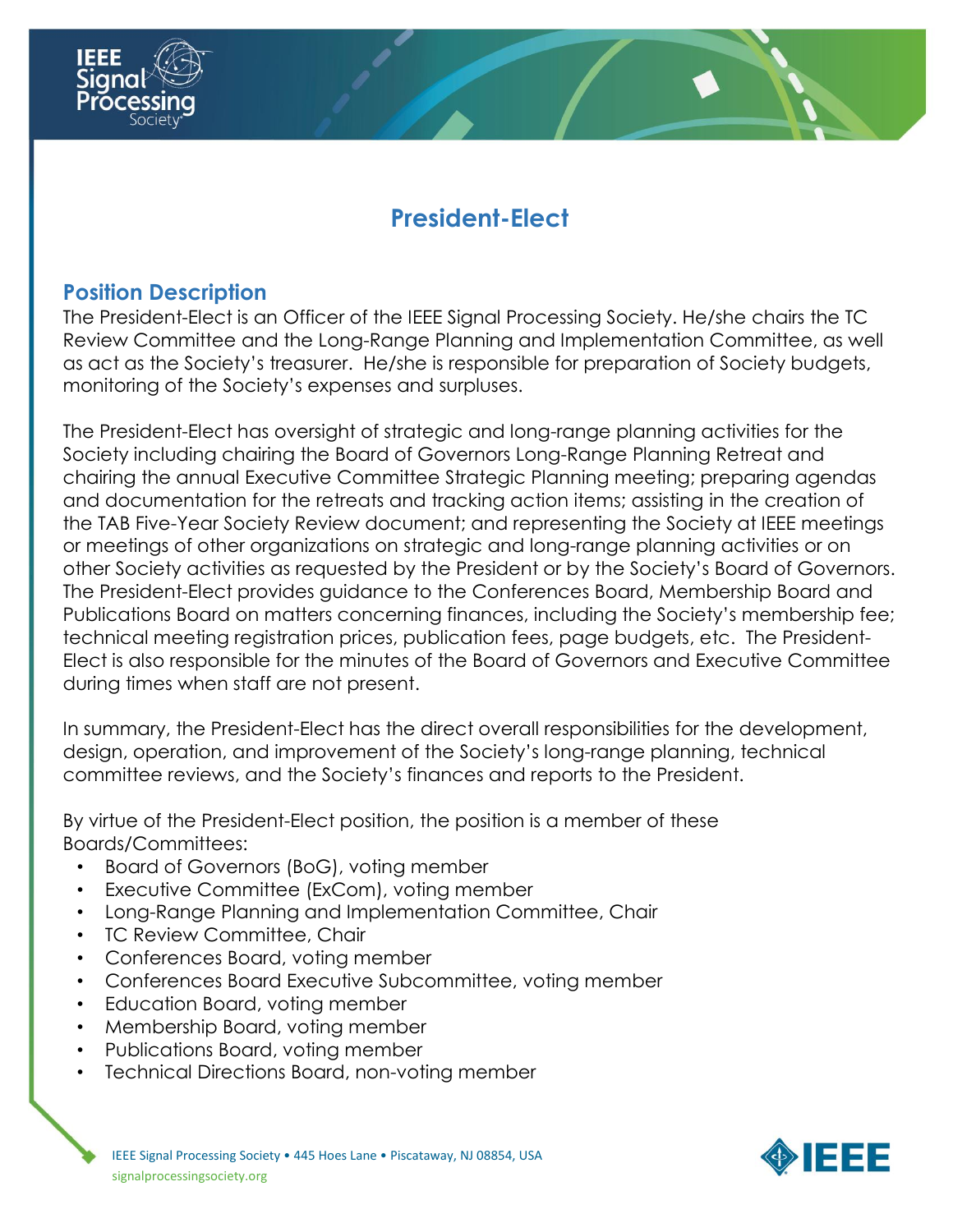# President-Elect

## Position Description

The President-Elect is an Officer of the IEEE Signal Processing Society. He/she chairs the TC Review Committee and the Long-Range Planning and Implementation Committee, as well as act as the Society's treasurer. He/she is responsible for preparation of Society budgets, monitoring of the Society's expenses and surpluses.

The President-Elect has oversight of strategic and long-range planning activities for the Society including chairing the Board of Governors Long-Range Planning Retreat and chairing the annual Executive Committee Strategic Planning meeting; preparing agendas and documentation for the retreats and tracking action items; assisting in the creation of the TAB Five-Year Society Review document; and representing the Society at IEEE meetings or meetings of other organizations on strategic and long-range planning activities or on other Society activities as requested by the President or by the Society's Board of Governors. The President-Elect provides guidance to the Conferences Board, Membership Board and Publications Board on matters concerning finances, including the Society's membership fee; technical meeting registration prices, publication fees, page budgets, etc. The President-Elect is also responsible for the minutes of the Board of Governors and Executive Committee during times when staff are not present.

In summary, the President-Elect has the direct overall responsibilities for the development, design, operation, and improvement of the Society's long-range planning, technical committee reviews, and the Society's finances and reports to the President.

By virtue of the President-Elect position, the position is a member of these Boards/Committees:

- Board of Governors (BoG), voting member
- Executive Committee (ExCom), voting member
- Long-Range Planning and Implementation Committee, Chair
- TC Review Committee, Chair
- Conferences Board, voting member
- Conferences Board Executive Subcommittee, voting member
- Education Board, voting member
- Membership Board, voting member
- Publications Board, voting member
- Technical Directions Board, non-voting member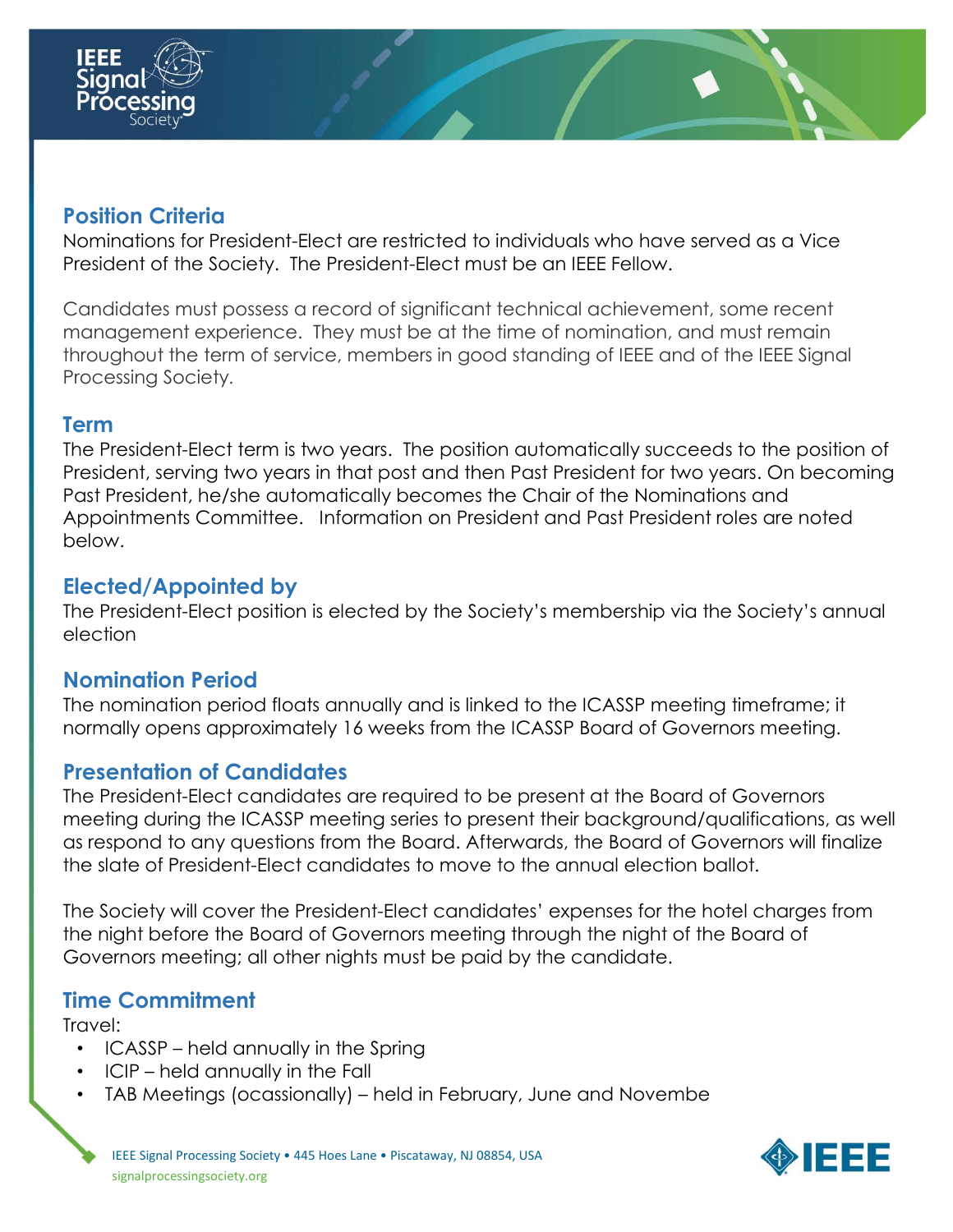## Position Criteria

Nominations for President-Elect are restricted to individuals who have served as a Vice President of the Society. The President-Elect must be an IEEE Fellow.

Candidates must possess a record of significant technical achievement, some recent management experience. They must be at the time of nomination, and must remain throughout the term of service, members in good standing of IEEE and of the IEEE Signal Processing Society.

## Term

The President-Elect term is two years. The position automatically succeeds to the position of President, serving two years in that post and then Past President for two years. On becoming Past President, he/she automatically becomes the Chair of the Nominations and Appointments Committee. Information on President and Past President roles are noted below.

## Elected/Appointed by

The President-Elect position is elected by the Society's membership via the Society's annual election

## Nomination Period

The nomination period floats annually and is linked to the ICASSP meeting timeframe; it normally opens approximately 16 weeks from the ICASSP Board of Governors meeting.

## Presentation of Candidates

The President-Elect candidates are required to be present at the Board of Governors meeting during the ICASSP meeting series to present their background/qualifications, as well as respond to any questions from the Board. Afterwards, the Board of Governors will finalize the slate of President-Elect candidates to move to the annual election ballot.

The Society will cover the President-Elect candidates' expenses for the hotel charges from the night before the Board of Governors meeting through the night of the Board of Governors meeting; all other nights must be paid by the candidate.

## Time Commitment

Travel:

- ICASSP – held annually in the Spring
- ICIP – held annually in the Fall
- TAB Meetings (ocassionally) – held in February, June and Novembe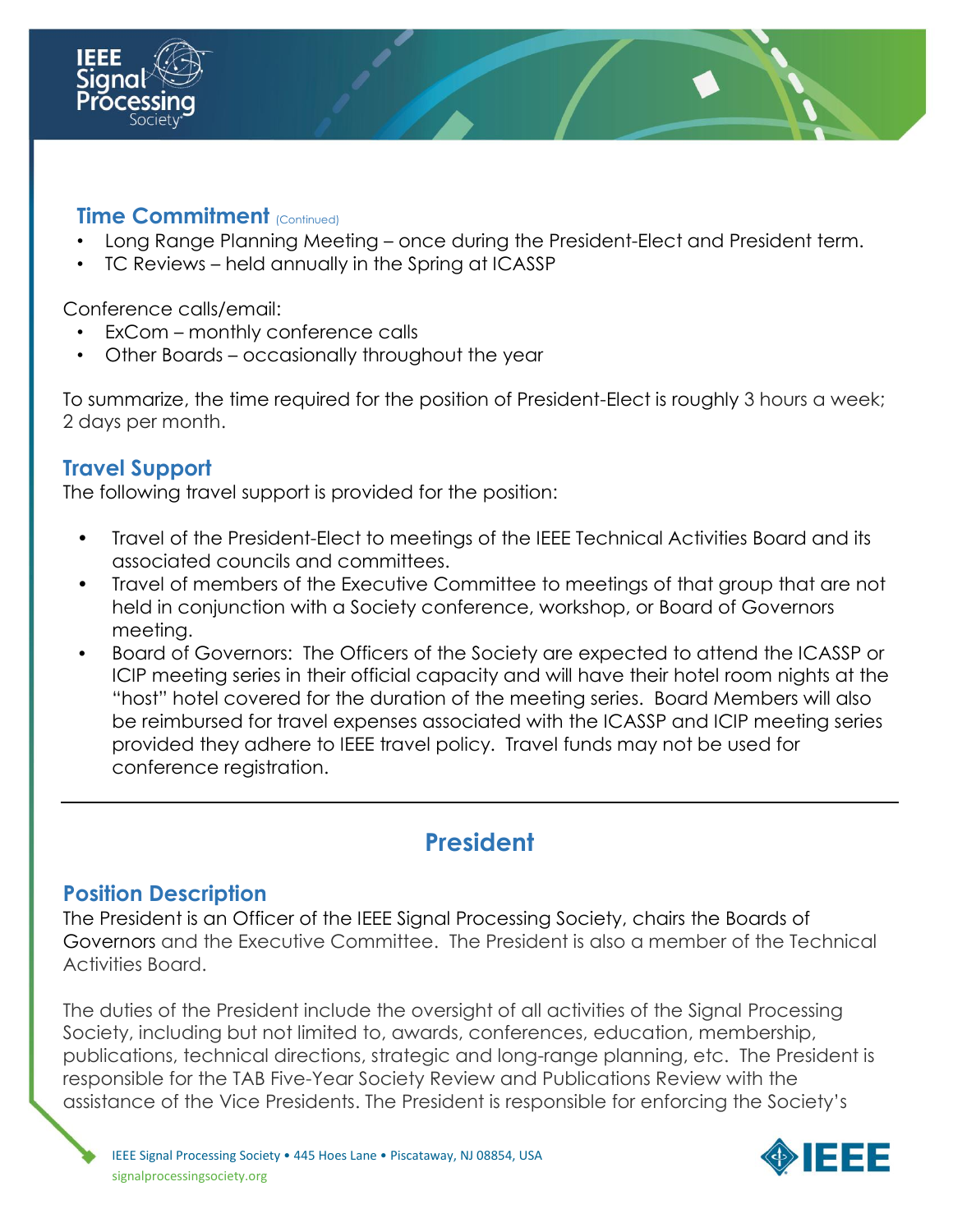### Time Commitment (Continued)

- Long Range Planning Meeting – once during the President-Elect and President term.
- TC Reviews – held annually in the Spring at ICASSP

Conference calls/email:

- ExCom – monthly conference calls
- Other Boards – occasionally throughout the year

To summarize, the time required for the position of President-Elect is roughly 3 hours a week; 2 days per month.

### Travel Support

The following travel support is provided for the position:

- Travel of the President-Elect to meetings of the IEEE Technical Activities Board and its associated councils and committees.
- Travel of members of the Executive Committee to meetings of that group that are not held in conjunction with a Society conference, workshop, or Board of Governors meeting.
- Board of Governors: The Officers of the Society are expected to attend the ICASSP or ICIP meeting series in their official capacity and will have their hotel room nights at the "host" hotel covered for the duration of the meeting series. Board Members will also be reimbursed for travel expenses associated with the ICASSP and ICIP meeting series provided they adhere to IEEE travel policy. Travel funds may not be used for conference registration.

---

## President

### Position Description

The President is an Officer of the IEEE Signal Processing Society, chairs the Boards of Governors and the Executive Committee. The President is also a member of the Technical Activities Board.

The duties of the President include the oversight of all activities of the Signal Processing Society, including but not limited to, awards, conferences, education, membership, publications, technical directions, strategic and long-range planning, etc. The President is responsible for the TAB Five-Year Society Review and Publications Review with the assistance of the Vice Presidents. The President is responsible for enforcing the Society's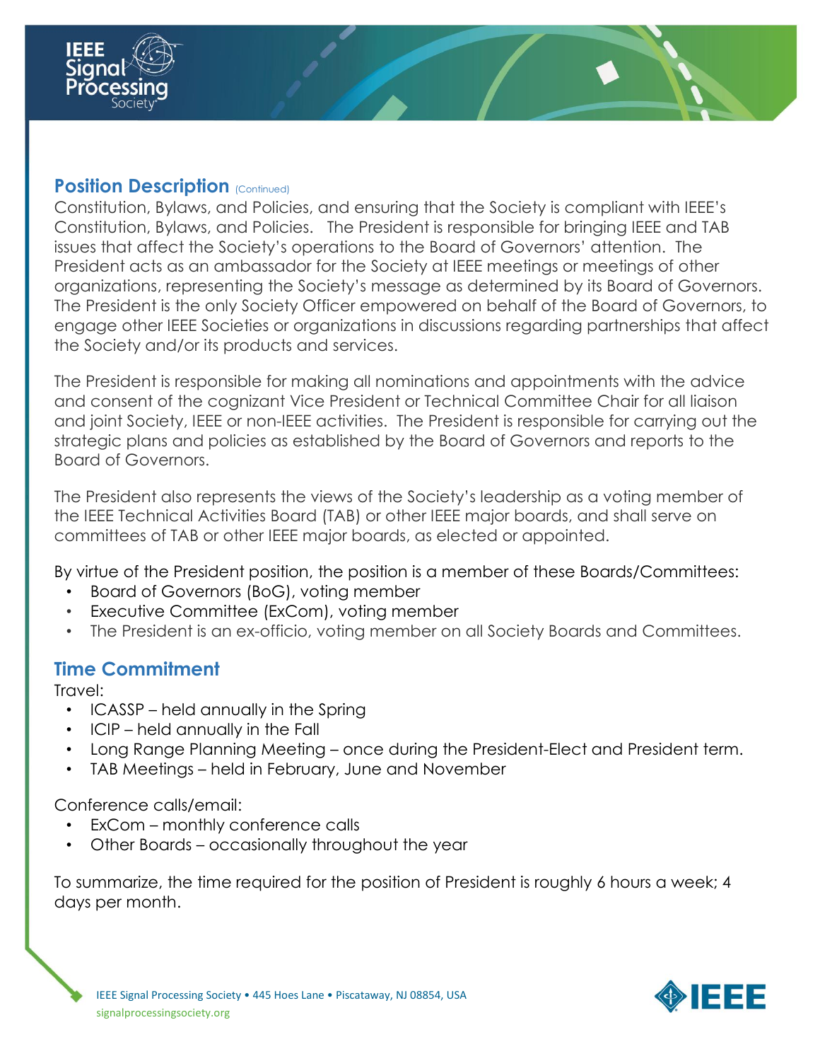## Position Description (Continued)

Constitution, Bylaws, and Policies, and ensuring that the Society is compliant with IEEE's Constitution, Bylaws, and Policies. The President is responsible for bringing IEEE and TAB issues that affect the Society's operations to the Board of Governors' attention. The President acts as an ambassador for the Society at IEEE meetings or meetings of other organizations, representing the Society's message as determined by its Board of Governors. The President is the only Society Officer empowered on behalf of the Board of Governors, to engage other IEEE Societies or organizations in discussions regarding partnerships that affect the Society and/or its products and services.

The President is responsible for making all nominations and appointments with the advice and consent of the cognizant Vice President or Technical Committee Chair for all liaison and joint Society, IEEE or non-IEEE activities. The President is responsible for carrying out the strategic plans and policies as established by the Board of Governors and reports to the Board of Governors.

The President also represents the views of the Society's leadership as a voting member of the IEEE Technical Activities Board (TAB) or other IEEE major boards, and shall serve on committees of TAB or other IEEE major boards, as elected or appointed.

By virtue of the President position, the position is a member of these Boards/Committees:

- Board of Governors (BoG), voting member
- Executive Committee (ExCom), voting member
- The President is an ex-officio, voting member on all Society Boards and Committees.

## Time Commitment

Travel:

- ICASSP – held annually in the Spring
- ICIP – held annually in the Fall
- Long Range Planning Meeting – once during the President-Elect and President term.
- TAB Meetings – held in February, June and November

Conference calls/email:

- ExCom – monthly conference calls
- Other Boards – occasionally throughout the year

To summarize, the time required for the position of President is roughly 6 hours a week; 4 days per month.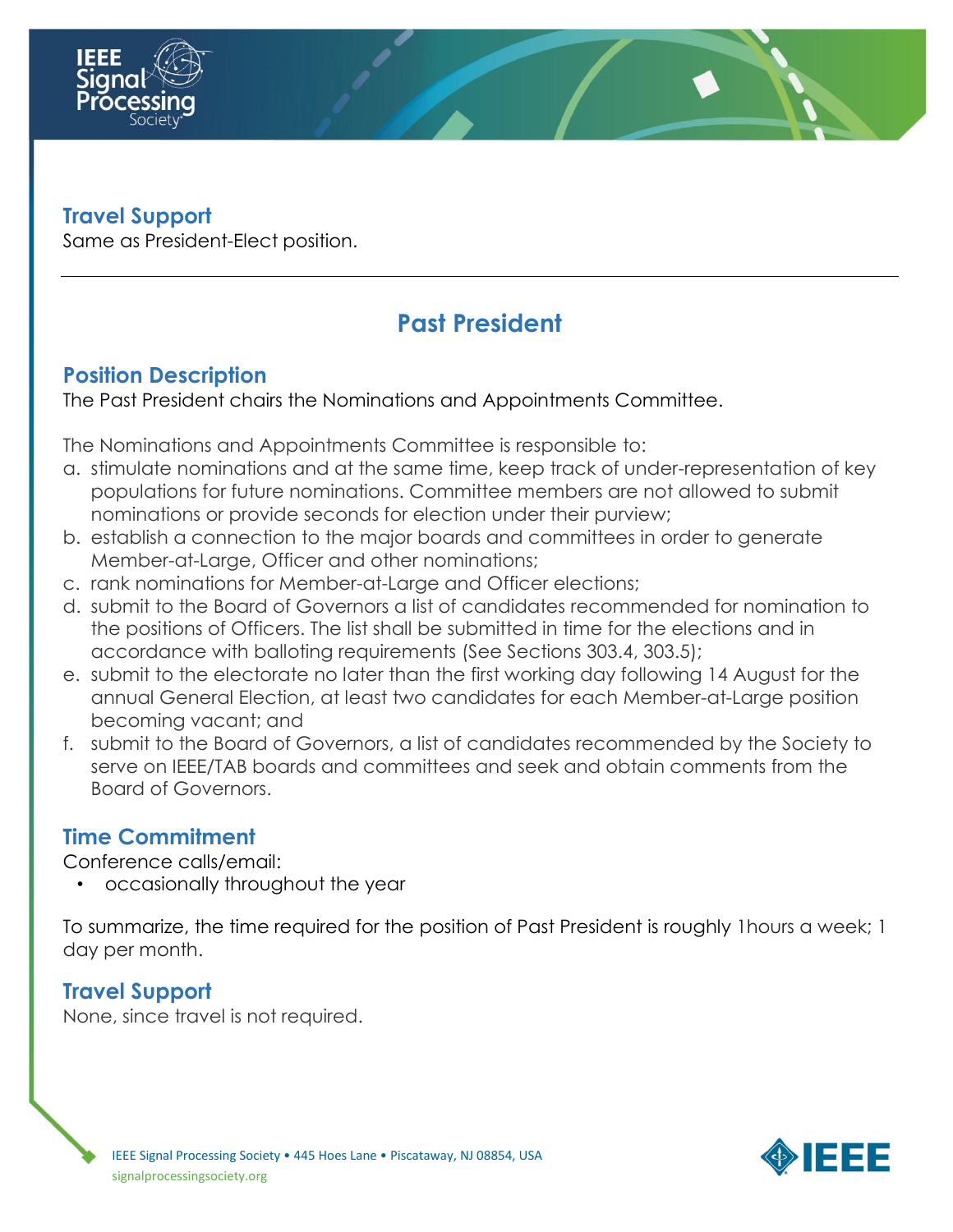### Travel Support

Same as President-Elect position.

---

## Past President

### Position Description

The Past President chairs the Nominations and Appointments Committee.

The Nominations and Appointments Committee is responsible to:

a. stimulate nominations and at the same time, keep track of under-representation of key populations for future nominations. Committee members are not allowed to submit nominations or provide seconds for election under their purview;
b. establish a connection to the major boards and committees in order to generate Member-at-Large, Officer and other nominations;
c. rank nominations for Member-at-Large and Officer elections;
d. submit to the Board of Governors a list of candidates recommended for nomination to the positions of Officers. The list shall be submitted in time for the elections and in accordance with balloting requirements (See Sections 303.4, 303.5);
e. submit to the electorate no later than the first working day following 14 August for the annual General Election, at least two candidates for each Member-at-Large position becoming vacant; and
f. submit to the Board of Governors, a list of candidates recommended by the Society to serve on IEEE/TAB boards and committees and seek and obtain comments from the Board of Governors.

### Time Commitment

Conference calls/email:

- occasionally throughout the year

To summarize, the time required for the position of Past President is roughly 1hours a week; 1 day per month.

### Travel Support

None, since travel is not required.